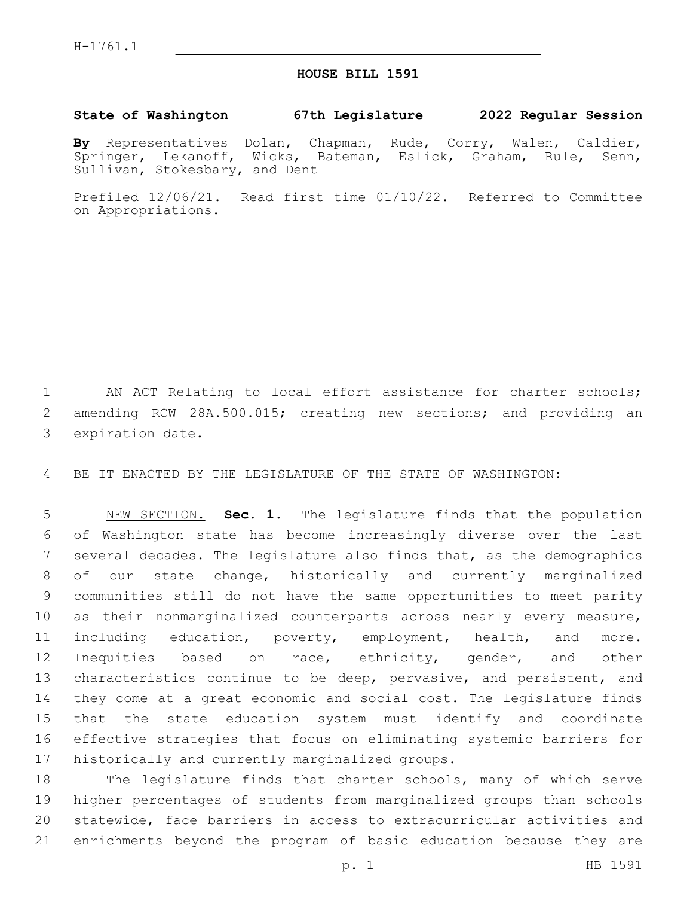H-1761.1

# HOUSE BILL 1591

**State of Washington 67th Legislature 2022 Regular Session**

**By** Representatives Dolan, Chapman, Rude, Corry, Walen, Caldier, Springer, Lekanoff, Wicks, Bateman, Eslick, Graham, Rule, Senn, Sullivan, Stokesbary, and Dent

Prefiled 12/06/21. Read first time 01/10/22. Referred to Committee on Appropriations.

AN ACT Relating to local effort assistance for charter schools; amending RCW 28A.500.015; creating new sections; and providing an expiration date.

BE IT ENACTED BY THE LEGISLATURE OF THE STATE OF WASHINGTON:

NEW SECTION. **Sec. 1.** The legislature finds that the population of Washington state has become increasingly diverse over the last several decades. The legislature also finds that, as the demographics of our state change, historically and currently marginalized communities still do not have the same opportunities to meet parity as their nonmarginalized counterparts across nearly every measure, including education, poverty, employment, health, and more. Inequities based on race, ethnicity, gender, and other characteristics continue to be deep, pervasive, and persistent, and they come at a great economic and social cost. The legislature finds that the state education system must identify and coordinate effective strategies that focus on eliminating systemic barriers for historically and currently marginalized groups.

The legislature finds that charter schools, many of which serve higher percentages of students from marginalized groups than schools statewide, face barriers in access to extracurricular activities and enrichments beyond the program of basic education because they are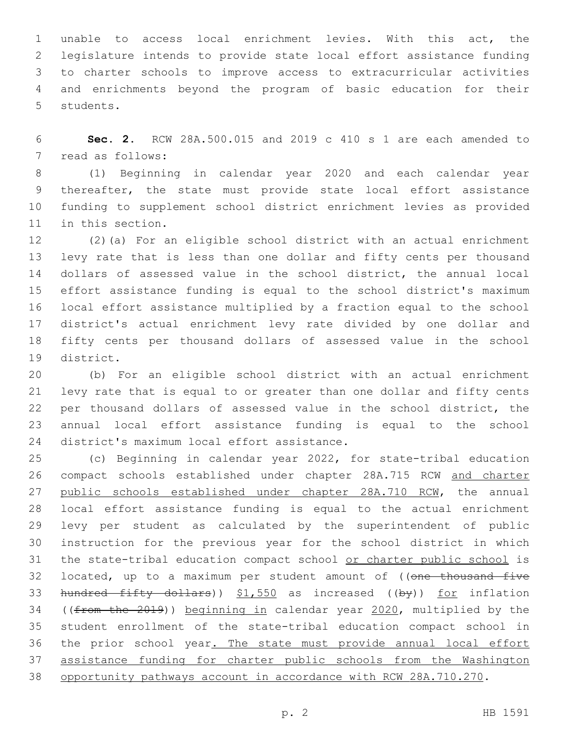unable to access local enrichment levies. With this act, the legislature intends to provide state local effort assistance funding to charter schools to improve access to extracurricular activities and enrichments beyond the program of basic education for their students.

**Sec. 2.** RCW 28A.500.015 and 2019 c 410 s 1 are each amended to read as follows:

(1) Beginning in calendar year 2020 and each calendar year thereafter, the state must provide state local effort assistance funding to supplement school district enrichment levies as provided in this section.

(2)(a) For an eligible school district with an actual enrichment levy rate that is less than one dollar and fifty cents per thousand dollars of assessed value in the school district, the annual local effort assistance funding is equal to the school district's maximum local effort assistance multiplied by a fraction equal to the school district's actual enrichment levy rate divided by one dollar and fifty cents per thousand dollars of assessed value in the school district.

(b) For an eligible school district with an actual enrichment levy rate that is equal to or greater than one dollar and fifty cents per thousand dollars of assessed value in the school district, the annual local effort assistance funding is equal to the school district's maximum local effort assistance.

(c) Beginning in calendar year 2022, for state-tribal education compact schools established under chapter 28A.715 RCW and charter public schools established under chapter 28A.710 RCW, the annual local effort assistance funding is equal to the actual enrichment levy per student as calculated by the superintendent of public instruction for the previous year for the school district in which the state-tribal education compact school or charter public school is located, up to a maximum per student amount of ((~~one thousand five hundred fifty dollars~~)) $1,550 as increased ((~~by~~)) for inflation ((~~from the 2019~~)) beginning in calendar year 2020, multiplied by the student enrollment of the state-tribal education compact school in the prior school year. The state must provide annual local effort assistance funding for charter public schools from the Washington opportunity pathways account in accordance with RCW 28A.710.270.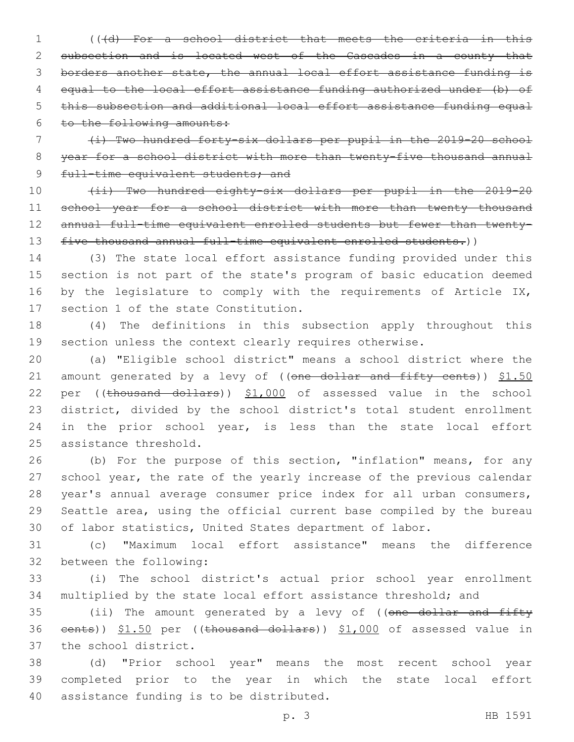((~~(d) For a school district that meets the criteria in this subsection and is located west of the Cascades in a county that borders another state, the annual local effort assistance funding is equal to the local effort assistance funding authorized under (b) of this subsection and additional local effort assistance funding equal to the following amounts:~~

~~(i) Two hundred forty-six dollars per pupil in the 2019-20 school year for a school district with more than twenty-five thousand annual full-time equivalent students; and~~

~~(ii) Two hundred eighty-six dollars per pupil in the 2019-20 school year for a school district with more than twenty thousand annual full-time equivalent enrolled students but fewer than twenty-five thousand annual full-time equivalent enrolled students.~~))

(3) The state local effort assistance funding provided under this section is not part of the state's program of basic education deemed by the legislature to comply with the requirements of Article IX, section 1 of the state Constitution.

(4) The definitions in this subsection apply throughout this section unless the context clearly requires otherwise.

(a) "Eligible school district" means a school district where the amount generated by a levy of ((~~one dollar and fifty cents~~)) <u>$1.50</u> per ((~~thousand dollars~~)) <u>$1,000</u> of assessed value in the school district, divided by the school district's total student enrollment in the prior school year, is less than the state local effort assistance threshold.

(b) For the purpose of this section, "inflation" means, for any school year, the rate of the yearly increase of the previous calendar year's annual average consumer price index for all urban consumers, Seattle area, using the official current base compiled by the bureau of labor statistics, United States department of labor.

(c) "Maximum local effort assistance" means the difference between the following:

(i) The school district's actual prior school year enrollment multiplied by the state local effort assistance threshold; and

(ii) The amount generated by a levy of ((~~one dollar and fifty cents~~)) <u>$1.50</u> per ((~~thousand dollars~~)) <u>$1,000</u> of assessed value in the school district.

(d) "Prior school year" means the most recent school year completed prior to the year in which the state local effort assistance funding is to be distributed.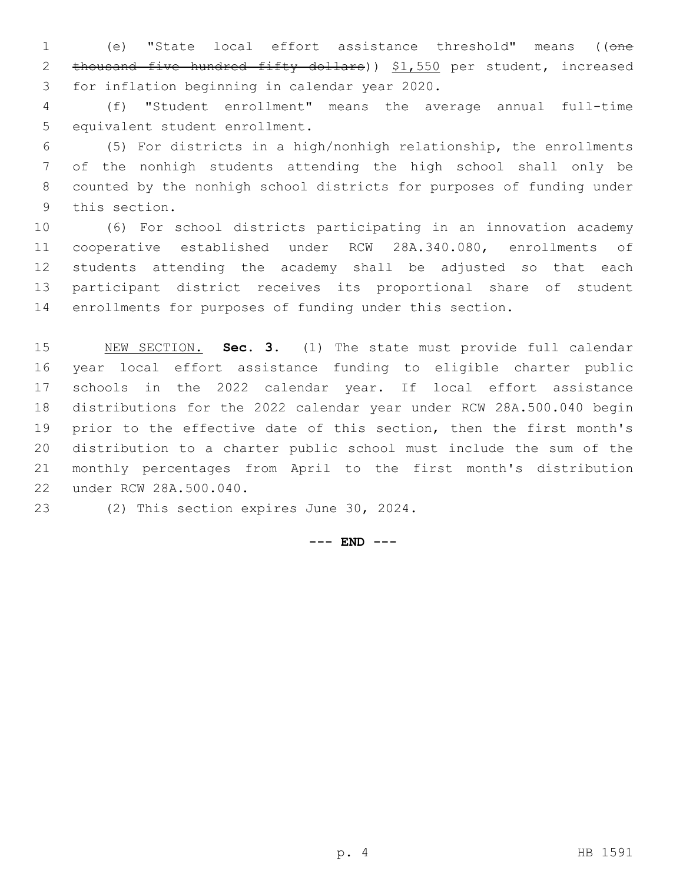(e) "State local effort assistance threshold" means ((~~one thousand five hundred fifty dollars~~)) <u>$1,550</u> per student, increased for inflation beginning in calendar year 2020.

(f) "Student enrollment" means the average annual full-time equivalent student enrollment.

(5) For districts in a high/nonhigh relationship, the enrollments of the nonhigh students attending the high school shall only be counted by the nonhigh school districts for purposes of funding under this section.

(6) For school districts participating in an innovation academy cooperative established under RCW 28A.340.080, enrollments of students attending the academy shall be adjusted so that each participant district receives its proportional share of student enrollments for purposes of funding under this section.

<u>NEW SECTION.</u> **Sec. 3.** (1) The state must provide full calendar year local effort assistance funding to eligible charter public schools in the 2022 calendar year. If local effort assistance distributions for the 2022 calendar year under RCW 28A.500.040 begin prior to the effective date of this section, then the first month's distribution to a charter public school must include the sum of the monthly percentages from April to the first month's distribution under RCW 28A.500.040.

(2) This section expires June 30, 2024.

**--- END ---**